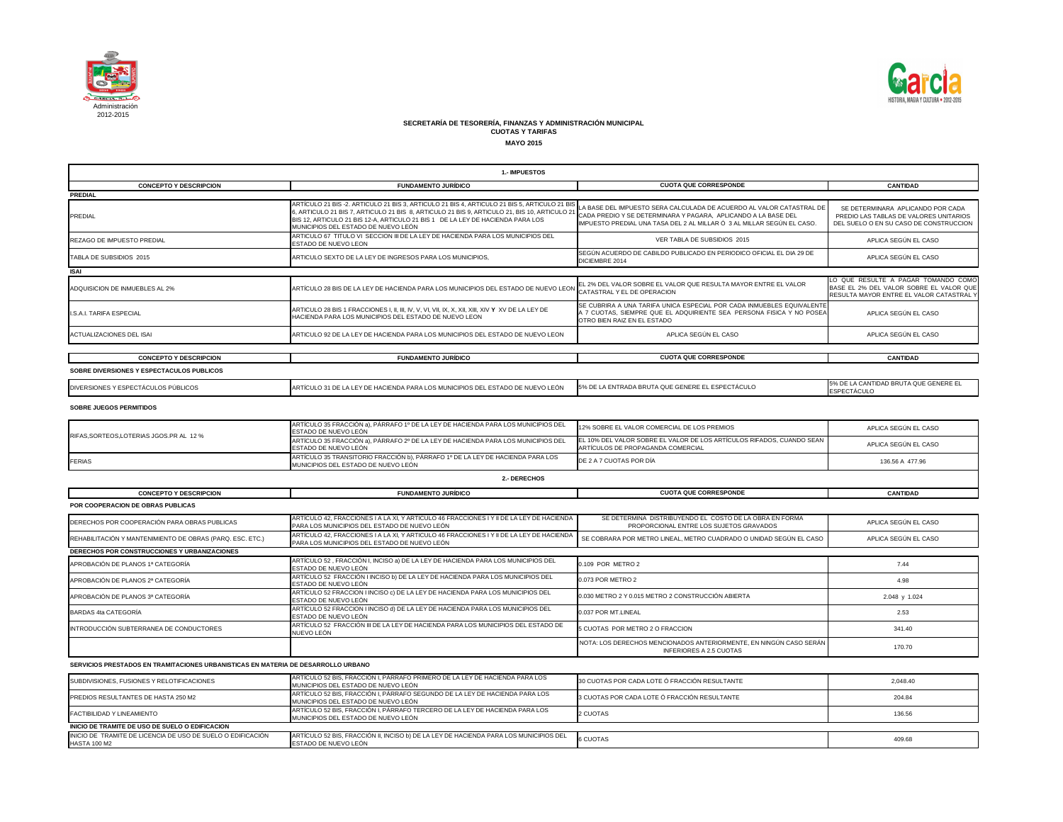Administración 2012-2015

**SECRETARÍA DE TESORERÍA, FINANZAS Y ADMINISTRACIÓN MUNICIPAL**
**CUOTAS Y TARIFAS**
**MAYO 2015**

| 1.- IMPUESTOS | | | |
|---|---|---|---|
| **CONCEPTO Y DESCRIPCION** | **FUNDAMENTO JURÍDICO** | **CUOTA QUE CORRESPONDE** | **CANTIDAD** |
| **PREDIAL** | | | |
| PREDIAL | ARTÍCULO 21 BIS -2. ARTICULO 21 BIS 3, ARTICULO 21 BIS 4, ARTICULO 21 BIS 5, ARTICULO 21 BIS 6, ARTICULO 21 BIS 7, ARTICULO 21 BIS 8, ARTICULO 21 BIS 9, ARTICULO 21, BIS 10, ARTICULO 21 BIS 12, ARTICULO 21 BIS 12-A, ARTICULO 21 BIS 1 DE LA LEY DE HACIENDA PARA LOS MUNICIPIOS DEL ESTADO DE NUEVO LEÓN | LA BASE DEL IMPUESTO SERA CALCULADA DE ACUERDO AL VALOR CATASTRAL DE CADA PREDIO Y SE DETERMINARA Y PAGARA, APLICANDO A LA BASE DEL IMPUESTO PREDIAL UNA TASA DEL 2 AL MILLAR Ó 3 AL MILLAR SEGÚN EL CASO. | SE DETERMINARA APLICANDO POR CADA PREDIO LAS TABLAS DE VALORES UNITARIOS DEL SUELO O EN SU CASO DE CONSTRUCCION |
| REZAGO DE IMPUESTO PREDIAL | ARTICULO 67 TITULO VI SECCION III DE LA LEY DE HACIENDA PARA LOS MUNICIPIOS DEL ESTADO DE NUEVO LEON | VER TABLA DE SUBSIDIOS 2015 | APLICA SEGÚN EL CASO |
| TABLA DE SUBSIDIOS 2015 | ARTICULO SEXTO DE LA LEY DE INGRESOS PARA LOS MUNICIPIOS, | SEGÚN ACUERDO DE CABILDO PUBLICADO EN PERIODICO OFICIAL EL DIA 29 DE DICIEMBRE 2014 | APLICA SEGÚN EL CASO |
| **ISAI** | | | |
| ADQUISICION DE INMUEBLES AL 2% | ARTÍCULO 28 BIS DE LA LEY DE HACIENDA PARA LOS MUNICIPIOS DEL ESTADO DE NUEVO LEON | EL 2% DEL VALOR SOBRE EL VALOR QUE RESULTA MAYOR ENTRE EL VALOR CATASTRAL Y EL DE OPERACION | LO QUE RESULTE A PAGAR TOMANDO COMO BASE EL 2% DEL VALOR SOBRE EL VALOR QUE RESULTA MAYOR ENTRE EL VALOR CATASTRAL Y |
| I.S.A.I. TARIFA ESPECIAL | ARTICULO 28 BIS 1 FRACCIONES I, II, III, IV, V, VI, VII, IX, X, XII, XIII, XIV Y XV DE LA LEY DE HACIENDA PARA LOS MUNICIPIOS DEL ESTADO DE NUEVO LEON | SE CUBRIRA A UNA TARIFA UNICA ESPECIAL POR CADA INMUEBLES EQUIVALENTE A 7 CUOTAS, SIEMPRE QUE EL ADQUIRIENTE SEA PERSONA FISICA Y NO POSEA OTRO BIEN RAIZ EN EL ESTADO | APLICA SEGÚN EL CASO |
| ACTUALIZACIONES DEL ISAI | ARTICULO 92 DE LA LEY DE HACIENDA PARA LOS MUNICIPIOS DEL ESTADO DE NUEVO LEON | APLICA SEGÚN EL CASO | APLICA SEGÚN EL CASO |

| **CONCEPTO Y DESCRIPCION** | **FUNDAMENTO JURÍDICO** | **CUOTA QUE CORRESPONDE** | **CANTIDAD** |
|---|---|---|---|
| **SOBRE DIVERSIONES Y ESPECTACULOS PUBLICOS** | | | |
| DIVERSIONES Y ESPECTÁCULOS PÚBLICOS | ARTÍCULO 31 DE LA LEY DE HACIENDA PARA LOS MUNICIPIOS DEL ESTADO DE NUEVO LEÓN | 5% DE LA ENTRADA BRUTA QUE GENERE EL ESPECTÁCULO | 5% DE LA CANTIDAD BRUTA QUE GENERE EL ESPECTÁCULO |
| **SOBRE JUEGOS PERMITIDOS** | | | |
| RIFAS,SORTEOS,LOTERIAS JGOS.PR AL 12 % | ARTÍCULO 35 FRACCIÓN a), PÁRRAFO 1º DE LA LEY DE HACIENDA PARA LOS MUNICIPIOS DEL ESTADO DE NUEVO LEÓN | 12% SOBRE EL VALOR COMERCIAL DE LOS PREMIOS | APLICA SEGÚN EL CASO |
| | ARTÍCULO 35 FRACCIÓN a), PÁRRAFO 2º DE LA LEY DE HACIENDA PARA LOS MUNICIPIOS DEL ESTADO DE NUEVO LEÓN | EL 10% DEL VALOR SOBRE EL VALOR DE LOS ARTÍCULOS RIFADOS, CUANDO SEAN ARTÍCULOS DE PROPAGANDA COMERCIAL | APLICA SEGÚN EL CASO |
| FERIAS | ARTÍCULO 35 TRANSITORIO FRACCIÓN b), PÁRRAFO 1º DE LA LEY DE HACIENDA PARA LOS MUNICIPIOS DEL ESTADO DE NUEVO LEÓN | DE 2 A 7 CUOTAS POR DÍA | 136.56 A 477.96 |

| 2.- DERECHOS | | | |
|---|---|---|---|
| **CONCEPTO Y DESCRIPCION** | **FUNDAMENTO JURÍDICO** | **CUOTA QUE CORRESPONDE** | **CANTIDAD** |
| **POR COOPERACION DE OBRAS PUBLICAS** | | | |
| DERECHOS POR COOPERACIÓN PARA OBRAS PUBLICAS | ARTÍCULO 42, FRACCIONES I A LA XI, Y ARTICULO 46 FRACCIONES I Y II DE LA LEY DE HACIENDA PARA LOS MUNICIPIOS DEL ESTADO DE NUEVO LEÓN | SE DETERMINA DISTRIBUYENDO EL COSTO DE LA OBRA EN FORMA PROPORCIONAL ENTRE LOS SUJETOS GRAVADOS | APLICA SEGÚN EL CASO |
| REHABILITACIÓN Y MANTENIMIENTO DE OBRAS (PARQ. ESC. ETC.) | ARTÍCULO 42, FRACCIONES I A LA XI, Y ARTICULO 46 FRACCIONES I Y II DE LA LEY DE HACIENDA PARA LOS MUNICIPIOS DEL ESTADO DE NUEVO LEÓN | SE COBRARA POR METRO LINEAL, METRO CUADRADO O UNIDAD SEGÚN EL CASO | APLICA SEGÚN EL CASO |
| **DERECHOS POR CONSTRUCCIONES Y URBANIZACIONES** | | | |
| APROBACIÓN DE PLANOS 1ª CATEGORÍA | ARTÍCULO 52 , FRACCIÓN I, INCISO a) DE LA LEY DE HACIENDA PARA LOS MUNICIPIOS DEL ESTADO DE NUEVO LEÓN | 0.109 POR METRO 2 | 7.44 |
| APROBACIÓN DE PLANOS 2ª CATEGORÍA | ARTÍCULO 52 FRACCIÓN I INCISO b) DE LA LEY DE HACIENDA PARA LOS MUNICIPIOS DEL ESTADO DE NUEVO LEÓN | 0.073 POR METRO 2 | 4.98 |
| APROBACIÓN DE PLANOS 3ª CATEGORÍA | ARTÍCULO 52 FRACCION I INCISO c) DE LA LEY DE HACIENDA PARA LOS MUNICIPIOS DEL ESTADO DE NUEVO LEÓN | 0.030 METRO 2 Y 0.015 METRO 2 CONSTRUCCIÓN ABIERTA | 2.048 y 1.024 |
| BARDAS 4ta CATEGORÍA | ARTÍCULO 52 FRACCION I INCISO d) DE LA LEY DE HACIENDA PARA LOS MUNICIPIOS DEL ESTADO DE NUEVO LEÓN | 0.037 POR MT.LINEAL | 2.53 |
| INTRODUCCIÓN SUBTERRANEA DE CONDUCTORES | ARTÍCULO 52 FRACCIÓN III DE LA LEY DE HACIENDA PARA LOS MUNICIPIOS DEL ESTADO DE NUEVO LEÓN | 5 CUOTAS POR METRO 2 O FRACCION | 341.40 |
| | | NOTA: LOS DERECHOS MENCIONADOS ANTERIORMENTE, EN NINGÚN CASO SERÁN INFERIORES A 2.5 CUOTAS | 170.70 |
| **SERVICIOS PRESTADOS EN TRAMITACIONES URBANISTICAS EN MATERIA DE DESARROLLO URBANO** | | | |
| SUBDIVISIONES, FUSIONES Y RELOTIFICACIONES | ARTÍCULO 52 BIS, FRACCIÓN I, PÁRRAFO PRIMERO DE LA LEY DE HACIENDA PARA LOS MUNICIPIOS DEL ESTADO DE NUEVO LEÓN | 30 CUOTAS POR CADA LOTE Ó FRACCIÓN RESULTANTE | 2,048.40 |
| PREDIOS RESULTANTES DE HASTA 250 M2 | ARTÍCULO 52 BIS, FRACCIÓN I, PÁRRAFO SEGUNDO DE LA LEY DE HACIENDA PARA LOS MUNICIPIOS DEL ESTADO DE NUEVO LEÓN | 3 CUOTAS POR CADA LOTE Ó FRACCIÓN RESULTANTE | 204.84 |
| FACTIBILIDAD Y LINEAMIENTO | ARTÍCULO 52 BIS, FRACCIÓN I, PÁRRAFO TERCERO DE LA LEY DE HACIENDA PARA LOS MUNICIPIOS DEL ESTADO DE NUEVO LEÓN | 2 CUOTAS | 136.56 |
| **INICIO DE TRAMITE DE USO DE SUELO O EDIFICACION** | | | |
| INICIO DE TRAMITE DE LICENCIA DE USO DE SUELO O EDIFICACIÓN HASTA 100 M2 | ARTÍCULO 52 BIS, FRACCIÓN II, INCISO b) DE LA LEY DE HACIENDA PARA LOS MUNICIPIOS DEL ESTADO DE NUEVO LEÓN | 6 CUOTAS | 409.68 |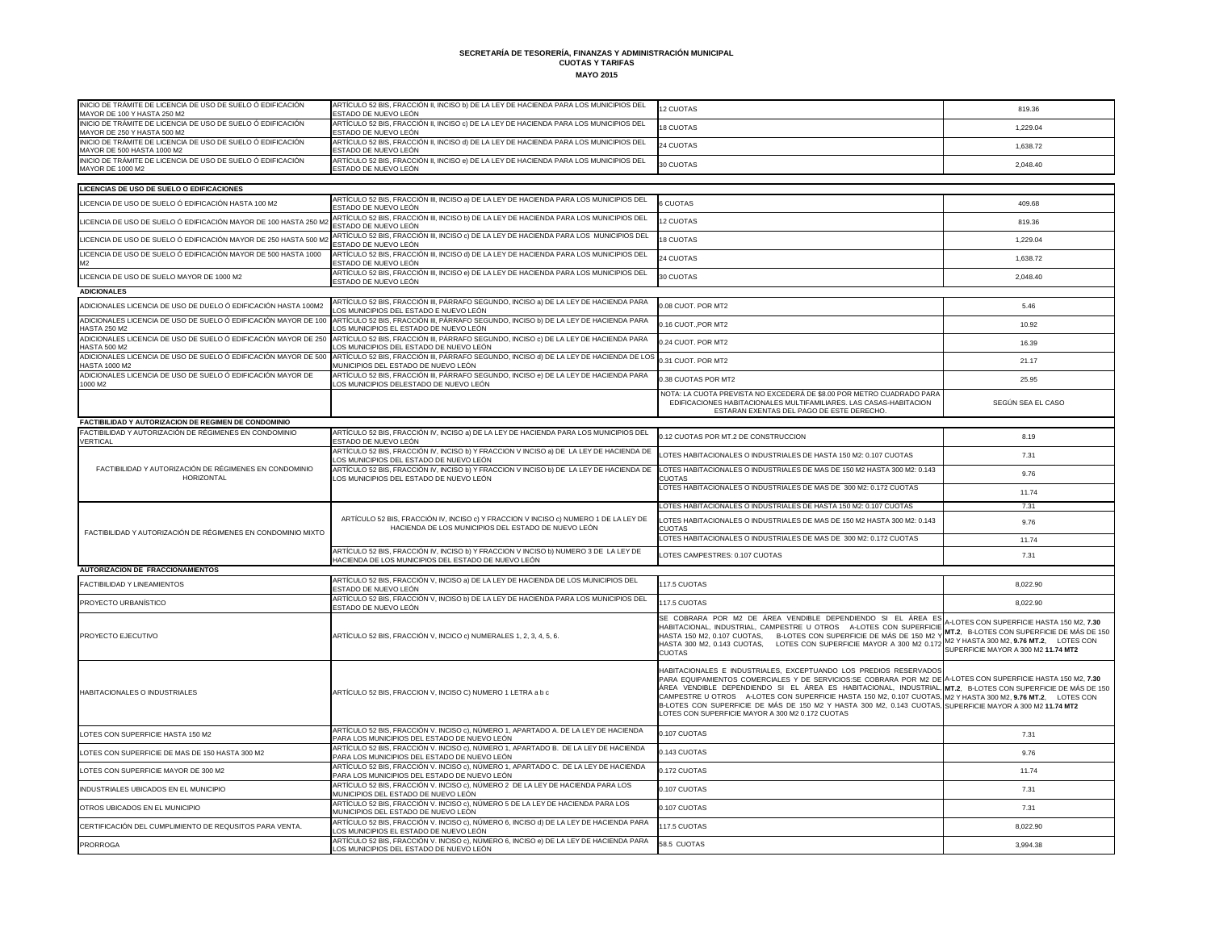**SECRETARÍA DE TESORERÍA, FINANZAS Y ADMINISTRACIÓN MUNICIPAL**
**CUOTAS Y TARIFAS**
**MAYO 2015**

| | | | |
|---|---|---|---|
| INICIO DE TRÁMITE DE LICENCIA DE USO DE SUELO Ó EDIFICACIÓN MAYOR DE 100 Y HASTA 250 M2 | ARTÍCULO 52 BIS, FRACCIÓN II, INCISO b) DE LA LEY DE HACIENDA PARA LOS MUNICIPIOS DEL ESTADO DE NUEVO LEÓN | 12 CUOTAS | 819.36 |
| INICIO DE TRÁMITE DE LICENCIA DE USO DE SUELO Ó EDIFICACIÓN MAYOR DE 250 Y HASTA 500 M2 | ARTÍCULO 52 BIS, FRACCIÓN II, INCISO c) DE LA LEY DE HACIENDA PARA LOS MUNICIPIOS DEL ESTADO DE NUEVO LEÓN | 18 CUOTAS | 1,229.04 |
| INICIO DE TRÁMITE DE LICENCIA DE USO DE SUELO Ó EDIFICACIÓN MAYOR DE 500 HASTA 1000 M2 | ARTÍCULO 52 BIS, FRACCIÓN II, INCISO d) DE LA LEY DE HACIENDA PARA LOS MUNICIPIOS DEL ESTADO DE NUEVO LEÓN | 24 CUOTAS | 1,638.72 |
| INICIO DE TRÁMITE DE LICENCIA DE USO DE SUELO Ó EDIFICACIÓN MAYOR DE 1000 M2 | ARTÍCULO 52 BIS, FRACCIÓN II, INCISO e) DE LA LEY DE HACIENDA PARA LOS MUNICIPIOS DEL ESTADO DE NUEVO LEÓN | 30 CUOTAS | 2,048.40 |

| | | | |
|---|---|---|---|
| **LICENCIAS DE USO DE SUELO O EDIFICACIONES** | | | |
| LICENCIA DE USO DE SUELO Ó EDIFICACIÓN HASTA 100 M2 | ARTÍCULO 52 BIS, FRACCIÓN III, INCISO a) DE LA LEY DE HACIENDA PARA LOS MUNICIPIOS DEL ESTADO DE NUEVO LEÓN | 6 CUOTAS | 409.68 |
| LICENCIA DE USO DE SUELO Ó EDIFICACIÓN MAYOR DE 100 HASTA 250 M2 | ARTÍCULO 52 BIS, FRACCIÓN III, INCISO b) DE LA LEY DE HACIENDA PARA LOS MUNICIPIOS DEL ESTADO DE NUEVO LEÓN | 12 CUOTAS | 819.36 |
| LICENCIA DE USO DE SUELO Ó EDIFICACIÓN MAYOR DE 250 HASTA 500 M2 | ARTÍCULO 52 BIS, FRACCIÓN III, INCISO c) DE LA LEY DE HACIENDA PARA LOS MUNICIPIOS DEL ESTADO DE NUEVO LEÓN | 18 CUOTAS | 1,229.04 |
| LICENCIA DE USO DE SUELO Ó EDIFICACIÓN MAYOR DE 500 HASTA 1000 M2 | ARTÍCULO 52 BIS, FRACCIÓN III, INCISO d) DE LA LEY DE HACIENDA PARA LOS MUNICIPIOS DEL ESTADO DE NUEVO LEÓN | 24 CUOTAS | 1,638.72 |
| LICENCIA DE USO DE SUELO MAYOR DE 1000 M2 | ARTÍCULO 52 BIS, FRACCIÓN III, INCISO e) DE LA LEY DE HACIENDA PARA LOS MUNICIPIOS DEL ESTADO DE NUEVO LEÓN | 30 CUOTAS | 2,048.40 |
| **ADICIONALES** | | | |
| ADICIONALES LICENCIA DE USO DE DUELO Ó EDIFICACIÓN HASTA 100M2 | ARTÍCULO 52 BIS, FRACCIÓN III, PÁRRAFO SEGUNDO, INCISO a) DE LA LEY DE HACIENDA PARA LOS MUNICIPIOS DEL ESTADO E NUEVO LEÓN | 0.08 CUOT. POR MT2 | 5.46 |
| ADICIONALES LICENCIA DE USO DE SUELO Ó EDIFICACIÓN MAYOR DE 100 HASTA 250 M2 | ARTÍCULO 52 BIS, FRACCIÓN III, PÁRRAFO SEGUNDO, INCISO b) DE LA LEY DE HACIENDA PARA LOS MUNICIPIOS EL ESTADO DE NUEVO LEÓN | 0.16 CUOT.,POR MT2 | 10.92 |
| ADICIONALES LICENCIA DE USO DE SUELO Ó EDIFICACIÓN MAYOR DE 250 HASTA 500 M2 | ARTÍCULO 52 BIS, FRACCIÓN III, PÁRRAFO SEGUNDO, INCISO c) DE LA LEY DE HACIENDA PARA LOS MUNICIPIOS DEL ESTADO DE NUEVO LEÓN | 0.24 CUOT. POR MT2 | 16.39 |
| ADICIONALES LICENCIA DE USO DE SUELO Ó EDIFICACIÓN MAYOR DE 500 HASTA 1000 M2 | ARTÍCULO 52 BIS, FRACCIÓN III, PÁRRAFO SEGUNDO, INCISO d) DE LA LEY DE HACIENDA DE LOS MUNICIPIOS DEL ESTADO DE NUEVO LEÓN | 0.31 CUOT. POR MT2 | 21.17 |
| ADICIONALES LICENCIA DE USO DE SUELO Ó EDIFICACIÓN MAYOR DE 1000 M2 | ARTÍCULO 52 BIS, FRACCIÓN III, PÁRRAFO SEGUNDO, INCISO e) DE LA LEY DE HACIENDA PARA LOS MUNICIPIOS DELESTADO DE NUEVO LEÓN | 0.38 CUOTAS POR MT2 | 25.95 |
| | | NOTA: LA CUOTA PREVISTA NO EXCEDERÁ DE $8.00 POR METRO CUADRADO PARA EDIFICACIONES HABITACIONALES MULTIFAMILIARES. LAS CASAS-HABITACION ESTARAN EXENTAS DEL PAGO DE ESTE DERECHO. | SEGÚN SEA EL CASO |
| **FACTIBILIDAD Y AUTORIZACION DE REGIMEN DE CONDOMINIO** | | | |
| FACTIBILIDAD Y AUTORIZACIÓN DE RÉGIMENES EN CONDOMINIO VERTICAL | ARTÍCULO 52 BIS, FRACCIÓN IV, INCISO a) DE LA LEY DE HACIENDA PARA LOS MUNICIPIOS DEL ESTADO DE NUEVO LEÓN | 0.12 CUOTAS POR MT.2 DE CONSTRUCCION | 8.19 |
| FACTIBILIDAD Y AUTORIZACIÓN DE RÉGIMENES EN CONDOMINIO HORIZONTAL | ARTÍCULO 52 BIS, FRACCIÓN IV, INCISO b) Y FRACCION V INCISO a) DE LA LEY DE HACIENDA DE LOS MUNICIPIOS DEL ESTADO DE NUEVO LEÓN | LOTES HABITACIONALES O INDUSTRIALES DE HASTA 150 M2: 0.107 CUOTAS | 7.31 |
| | ARTÍCULO 52 BIS, FRACCIÓN IV, INCISO b) Y FRACCION V INCISO b) DE LA LEY DE HACIENDA DE LOS MUNICIPIOS DEL ESTADO DE NUEVO LEÓN | LOTES HABITACIONALES O INDUSTRIALES DE MAS DE 150 M2 HASTA 300 M2: 0.143 CUOTAS | 9.76 |
| | | LOTES HABITACIONALES O INDUSTRIALES DE MAS DE 300 M2: 0.172 CUOTAS | 11.74 |
| FACTIBILIDAD Y AUTORIZACIÓN DE RÉGIMENES EN CONDOMINIO MIXTO | ARTÍCULO 52 BIS, FRACCIÓN IV, INCISO c) Y FRACCION V INCISO c) NUMERO 1 DE LA LEY DE HACIENDA DE LOS MUNICIPIOS DEL ESTADO DE NUEVO LEÓN | LOTES HABITACIONALES O INDUSTRIALES DE HASTA 150 M2: 0.107 CUOTAS | 7.31 |
| | | LOTES HABITACIONALES O INDUSTRIALES DE MAS DE 150 M2 HASTA 300 M2: 0.143 CUOTAS | 9.76 |
| | | LOTES HABITACIONALES O INDUSTRIALES DE MAS DE 300 M2: 0.172 CUOTAS | 11.74 |
| | ARTÍCULO 52 BIS, FRACCIÓN IV, INCISO b) Y FRACCION V INCISO b) NUMERO 3 DE LA LEY DE HACIENDA DE LOS MUNICIPIOS DEL ESTADO DE NUEVO LEÓN | LOTES CAMPESTRES: 0.107 CUOTAS | 7.31 |
| **AUTORIZACION DE FRACCIONAMIENTOS** | | | |
| FACTIBILIDAD Y LINEAMIENTOS | ARTÍCULO 52 BIS, FRACCIÓN V, INCISO a) DE LA LEY DE HACIENDA DE LOS MUNICIPIOS DEL ESTADO DE NUEVO LEÓN | 117.5 CUOTAS | 8,022.90 |
| PROYECTO URBANÍSTICO | ARTÍCULO 52 BIS, FRACCIÓN V, INCISO b) DE LA LEY DE HACIENDA PARA LOS MUNICIPIOS DEL ESTADO DE NUEVO LEÓN | 117.5 CUOTAS | 8,022.90 |
| PROYECTO EJECUTIVO | ARTÍCULO 52 BIS, FRACCIÓN V, INCICO c) NUMERALES 1, 2, 3, 4, 5, 6. | SE COBRARA POR M2 DE ÁREA VENDIBLE DEPENDIENDO SI EL ÁREA ES HABITACIONAL, INDUSTRIAL, CAMPESTRE U OTROS A-LOTES CON SUPERFICIE HASTA 150 M2, 0.107 CUOTAS, B-LOTES CON SUPERFICIE DE MÁS DE 150 M2 Y HASTA 300 M2, 0.143 CUOTAS, LOTES CON SUPERFICIE MAYOR A 300 M2 0.172 CUOTAS | A-LOTES CON SUPERFICIE HASTA 150 M2, **7.30 MT.2**, B-LOTES CON SUPERFICIE DE MÁS DE 150 M2 Y HASTA 300 M2, **9.76 MT.2**, LOTES CON SUPERFICIE MAYOR A 300 M2 **11.74 MT2** |
| HABITACIONALES O INDUSTRIALES | ARTÍCULO 52 BIS, FRACCION V, INCISO C) NUMERO 1 LETRA a b c | HABITACIONALES E INDUSTRIALES, EXCEPTUANDO LOS PREDIOS RESERVADOS PARA EQUIPAMIENTOS COMERCIALES Y DE SERVICIOS:SE COBRARA POR M2 DE ÁREA VENDIBLE DEPENDIENDO SI EL ÁREA ES HABITACIONAL, INDUSTRIAL, CAMPESTRE U OTROS A-LOTES CON SUPERFICIE HASTA 150 M2, 0.107 CUOTAS, B-LOTES CON SUPERFICIE DE MÁS DE 150 M2 Y HASTA 300 M2, 0.143 CUOTAS, LOTES CON SUPERFICIE MAYOR A 300 M2 0.172 CUOTAS | A-LOTES CON SUPERFICIE HASTA 150 M2, **7.30 MT.2**, B-LOTES CON SUPERFICIE DE MÁS DE 150 M2 Y HASTA 300 M2, **9.76 MT.2**, LOTES CON SUPERFICIE MAYOR A 300 M2 **11.74 MT2** |
| LOTES CON SUPERFICIE HASTA 150 M2 | ARTÍCULO 52 BIS, FRACCIÓN V. INCISO c), NÚMERO 1, APARTADO A. DE LA LEY DE HACIENDA PARA LOS MUNICIPIOS DEL ESTADO DE NUEVO LEÓN | 0.107 CUOTAS | 7.31 |
| LOTES CON SUPERFICIE DE MAS DE 150 HASTA 300 M2 | ARTÍCULO 52 BIS, FRACCIÓN V. INCISO c), NÚMERO 1, APARTADO B. DE LA LEY DE HACIENDA PARA LOS MUNICIPIOS DEL ESTADO DE NUEVO LEÓN | 0.143 CUOTAS | 9.76 |
| LOTES CON SUPERFICIE MAYOR DE 300 M2 | ARTÍCULO 52 BIS, FRACCIÓN V. INCISO c), NÚMERO 1, APARTADO C. DE LA LEY DE HACIENDA PARA LOS MUNICIPIOS DEL ESTADO DE NUEVO LEÓN | 0.172 CUOTAS | 11.74 |
| INDUSTRIALES UBICADOS EN EL MUNICIPIO | ARTÍCULO 52 BIS, FRACCIÓN V. INCISO c), NÚMERO 2 DE LA LEY DE HACIENDA PARA LOS MUNICIPIOS DEL ESTADO DE NUEVO LEÓN | 0.107 CUOTAS | 7.31 |
| OTROS UBICADOS EN EL MUNICIPIO | ARTÍCULO 52 BIS, FRACCIÓN V. INCISO c), NÚMERO 5 DE LA LEY DE HACIENDA PARA LOS MUNICIPIOS DEL ESTADO DE NUEVO LEÓN | 0.107 CUOTAS | 7.31 |
| CERTIFICACIÓN DEL CUMPLIMIENTO DE REQUSITOS PARA VENTA. | ARTÍCULO 52 BIS, FRACCIÓN V. INCISO c), NÚMERO 6, INCISO d) DE LA LEY DE HACIENDA PARA LOS MUNICIPIOS EL ESTADO DE NUEVO LEÓN | 117.5 CUOTAS | 8,022.90 |
| PRORROGA | ARTÍCULO 52 BIS, FRACCIÓN V. INCISO c), NÚMERO 6, INCISO e) DE LA LEY DE HACIENDA PARA LOS MUNICIPIOS DEL ESTADO DE NUEVO LEÓN | 58.5 CUOTAS | 3,994.38 |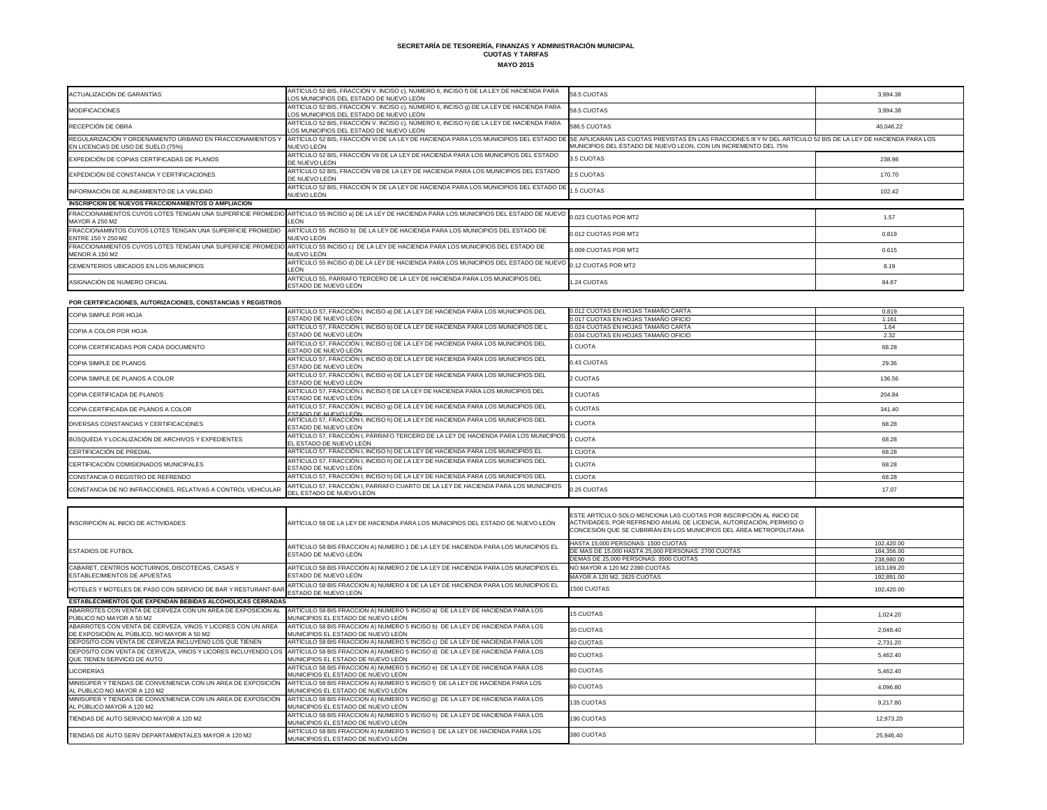**SECRETARÍA DE TESORERÍA, FINANZAS Y ADMINISTRACIÓN MUNICIPAL**
**CUOTAS Y TARIFAS**
**MAYO 2015**

| | | | |
|---|---|---|---|
| ACTUALIZACIÓN DE GARANTÍAS | ARTÍCULO 52 BIS, FRACCIÓN V. INCISO c), NÚMERO 6, INCISO f) DE LA LEY DE HACIENDA PARA LOS MUNICIPIOS DEL ESTADO DE NUEVO LEÓN | 58.5 CUOTAS | 3,994.38 |
| MODIFICACIONES | ARTÍCULO 52 BIS, FRACCIÓN V. INCISO c), NÚMERO 6, INCISO g) DE LA LEY DE HACIENDA PARA LOS MUNICIPIOS DEL ESTADO DE NUEVO LEÓN | 58.5 CUOTAS | 3,994.38 |
| RECEPCIÓN DE OBRA | ARTÍCULO 52 BIS, FRACCIÓN V. INCISO c), NÚMERO 6, INCISO h) DE LA LEY DE HACIENDA PARA LOS MUNICIPIOS DEL ESTADO DE NUEVO LEÓN | 586.5 CUOTAS | 40,046.22 |
| REGULARIZACIÓN Y ORDENAMIENTO URBANO EN FRACCIONAMIENTOS Y EN LICENCIAS DE USO DE SUELO (75%) | ARTÍCULO 52 BIS, FRACCIÓN VI DE LA LEY DE HACIENDA PARA LOS MUNICIPIOS DEL ESTADO DE NUEVO LEÓN | SE APLICARAN LAS CUOTAS PREVISTAS EN LAS FRACCIONES III Y IV DEL ARTÍCULO 52 BIS DE LA LEY DE HACIENDA PARA LOS MUNICIPIOS DEL ESTADO DE NUEVO LEON, CON UN INCREMENTO DEL 75% | |
| EXPEDICIÓN DE COPIAS CERTIFICADAS DE PLANOS | ARTÍCULO 52 BIS, FRACCIÓN VII DE LA LEY DE HACIENDA PARA LOS MUNICIPIOS DEL ESTADO DE NUEVO LEÓN | 3.5 CUOTAS | 238.98 |
| EXPEDICIÓN DE CONSTANCIA Y CERTIFICACIONES | ARTÍCULO 52 BIS, FRACCIÓN VIII DE LA LEY DE HACIENDA PARA LOS MUNICIPIOS DEL ESTADO DE NUEVO LEÓN | 2.5 CUOTAS | 170.70 |
| INFORMACIÓN DE ALINEAMIENTO DE LA VIALIDAD | ARTÍCULO 52 BIS, FRACCIÓN IX DE LA LEY DE HACIENDA PARA LOS MUNICIPIOS DEL ESTADO DE NUEVO LEÓN | 1.5 CUOTAS | 102.42 |
| **INSCRIPCION DE NUEVOS FRACCIONAMIENTOS O AMPLIACION** | | | |
| FRACCIONAMIENTOS CUYOS LOTES TENGAN UNA SUPERFICIE PROMEDIO MAYOR A 250 M2 | ARTÍCULO 55 INCISO a) DE LA LEY DE HACIENDA PARA LOS MUNICIPIOS DEL ESTADO DE NUEVO LEÓN | 0.023 CUOTAS POR MT2 | 1.57 |
| FRACCIONAMINTOS CUYOS LOTES TENGAN UNA SUPERFICIE PROMEDIO ENTRE 150 Y 250 M2 | ARTÍCULO 55 INCISO b) DE LA LEY DE HACIENDA PARA LOS MUNICIPIOS DEL ESTADO DE NUEVO LEÓN | 0.012 CUOTAS POR MT2 | 0.819 |
| FRACCIONAMIENTOS CUYOS LOTES TENGAN UNA SUPERFICIE PROMEDIO MENOR A 150 M2 | ARTÍCULO 55 INCISO c) DE LA LEY DE HACIENDA PARA LOS MUNICIPIOS DEL ESTADO DE NUEVO LEÓN | 0.009 CUOTAS POR MT2 | 0.615 |
| CEMENTERIOS UBICADOS EN LOS MUNICIPIOS | ARTÍCULO 55 INCISO d) DE LA LEY DE HACIENDA PARA LOS MUNICIPIOS DEL ESTADO DE NUEVO LEÓN | 0.12 CUOTAS POR MT2 | 8.19 |
| ASIGNACIÓN DE NUMERO OFICIAL | ARTÍCULO 55, PÁRRAFO TERCERO DE LA LEY DE HACIENDA PARA LOS MUNICIPIOS DEL ESTADO DE NUEVO LEÓN | 1.24 CUOTAS | 84.67 |

**POR CERTIFICACIONES, AUTORIZACIONES, CONSTANCIAS Y REGISTROS**

| | | | |
|---|---|---|---|
| COPIA SIMPLE POR HOJA | ARTÍCULO 57, FRACCIÓN I, INCISO a) DE LA LEY DE HACIENDA PARA LOS MUNICIPIOS DEL ESTADO DE NUEVO LEÓN | 0.012 CUOTAS EN HOJAS TAMAÑO CARTA | 0.819 |
| | | 0.017 CUOTAS EN HOJAS TAMAÑO OFICIO | 1.161 |
| COPIA A COLOR POR HOJA | ARTÍCULO 57, FRACCIÓN I, INCISO b) DE LA LEY DE HACIENDA PARA LOS MUNICIPIOS DE L ESTADO DE NUEVO LEÓN | 0.024 CUOTAS EN HOJAS TAMAÑO CARTA | 1.64 |
| | | 0.034 CUOTAS EN HOJAS TAMAÑO OFICIO | 2.32 |
| COPIA CERTIFICADAS POR CADA DOCUMENTO | ARTÍCULO 57, FRACCIÓN I, INCISO c) DE LA LEY DE HACIENDA PARA LOS MUNICIPIOS DEL ESTADO DE NUEVO LEÓN | 1 CUOTA | 68.28 |
| COPIA SIMPLE DE PLANOS | ARTÍCULO 57, FRACCIÓN I, INCISO d) DE LA LEY DE HACIENDA PARA LOS MUNICIPIOS DEL ESTADO DE NUEVO LEÓN | 0.43 CUOTAS | 29.36 |
| COPIA SIMPLE DE PLANOS A COLOR | ARTÍCULO 57, FRACCIÓN I, INCISO e) DE LA LEY DE HACIENDA PARA LOS MUNICIPIOS DEL ESTADO DE NUEVO LEÓN | 2 CUOTAS | 136.56 |
| COPIA CERTIFICADA DE PLANOS | ARTÍCULO 57, FRACCIÓN I, INCISO f) DE LA LEY DE HACIENDA PARA LOS MUNICIPIOS DEL ESTADO DE NUEVO LEÓN | 3 CUOTAS | 204.84 |
| COPIA CERTIFICADA DE PLANOS A COLOR | ARTÍCULO 57, FRACCIÓN I, INCISO g) DE LA LEY DE HACIENDA PARA LOS MUNICIPIOS DEL ESTADO DE NUEVO LEÓN | 5 CUOTAS | 341.40 |
| DIVERSAS CONSTANCIAS Y CERTIFICACIONES | ARTÍCULO 57, FRACCIÓN I, INCISO h) DE LA LEY DE HACIENDA PARA LOS MUNICIPIOS DEL ESTADO DE NUEVO LEÓN | 1 CUOTA | 68.28 |
| BÚSQUEDA Y LOCALIZACIÓN DE ARCHIVOS Y EXPEDIENTES | ARTÍCULO 57, FRACCIÓN I, PÁRRAFO TERCERO DE LA LEY DE HACIENDA PARA LOS MUNICIPIOS EL ESTADO DE NUEVO LEÓN | 1 CUOTA | 68.28 |
| CERTIFICACIÓN DE PREDIAL | ARTÍCULO 57, FRACCIÓN I, INCISO h) DE LA LEY DE HACIENDA PARA LOS MUNICIPIOS EL | 1 CUOTA | 68.28 |
| CERTIFICACIÓN COMISIONADOS MUNICIPALES | ARTÍCULO 57, FRACCIÓN I, INCISO h) DE LA LEY DE HACIENDA PARA LOS MUNICIPIOS DEL ESTADO DE NUEVO LEÓN | 1 CUOTA | 68.28 |
| CONSTANCIA O REGISTRO DE REFRENDO | ARTÍCULO 57, FRACCIÓN I, INCISO h) DE LA LEY DE HACIENDA PARA LOS MUNICIPIOS DEL | 1 CUOTA | 68.28 |
| CONSTANCIA DE NO INFRACCIONES, RELATIVAS A CONTROL VEHICULAR | ARTÍCULO 57, FRACCIÓN I, PARRAFO CUARTO DE LA LEY DE HACIENDA PARA LOS MUNICIPIOS DEL ESTADO DE NUEVO LEÓN | 0.25 CUOTAS | 17.07 |

| | | | |
|---|---|---|---|
| INSCRIPCIÓN AL INICIO DE ACTIVIDADES | ARTÍCULO 58 DE LA LEY DE HACIENDA PARA LOS MUNICIPIOS DEL ESTADO DE NUEVO LEÓN | ESTE ARTÍCULO SOLO MENCIONA LAS CUOTAS POR INSCRIPCIÓN AL INICIO DE ACTIVIDADES, POR REFRENDO ANUAL DE LICENCIA, AUTORIZACIÓN, PERMISO O CONCESIÓN QUE SE CUBRIRÁN EN LOS MUNICIPIOS DEL ÁREA METROPOLITANA | |
| ESTADIOS DE FUTBOL | ARTÍCULO 58 BIS FRACCION A) NUMERO 1 DE LA LEY DE HACIENDA PARA LOS MUNICIPIOS EL ESTADO DE NUEVO LEÓN | HASTA 15,000 PERSONAS: 1500 CUOTAS | 102,420.00 |
| | | DE MAS DE 15,000 HASTA 25,000 PERSONAS: 2700 CUOTAS | 184,356.00 |
| | | DEMAS DE 25,000 PERSONAS: 3500 CUOTAS | 238,980.00 |
| CABARET, CENTROS NOCTURNOS, DISCOTECAS, CASAS Y ESTABLECIMIENTOS DE APUESTAS | ARTÍCULO 58 BIS FRACCION A) NUMERO 2 DE LA LEY DE HACIENDA PARA LOS MUNICIPIOS EL ESTADO DE NUEVO LEÓN | NO MAYOR A 120 M2 2390 CUOTAS | 163,189.20 |
| | | MAYOR A 120 M2, 2825 CUOTAS | 192,891.00 |
| HOTELES Y MOTELES DE PASO CON SERVICIO DE BAR Y RESTURANT-BAR | ARTÍCULO 58 BIS FRACCION A) NUMERO 4 DE LA LEY DE HACIENDA PARA LOS MUNICIPIOS EL ESTADO DE NUEVO LEÓN | 1500 CUOTAS | 102,420.00 |
| **ESTABLECIMIENTOS QUE EXPENDAN BEBIDAS ALCOHOLICAS CERRADAS** | | | |
| ABARROTES CON VENTA DE CERVEZA CON UN AREA DE EXPOSICIÓN AL PÚBLICO NO MAYOR A 50 M2 | ARTÍCULO 58 BIS FRACCION A) NUMERO 5 INCISO a) DE LA LEY DE HACIENDA PARA LOS MUNICIPIOS EL ESTADO DE NUEVO LEÓN | 15 CUOTAS | 1,024.20 |
| ABARROTES CON VENTA DE CERVEZA, VINOS Y LICORES CON UN AREA DE EXPOSICIÓN AL PÚBLICO, NO MAYOR A 50 M2 | ARTÍCULO 58 BIS FRACCION A) NUMERO 5 INCISO b) DE LA LEY DE HACIENDA PARA LOS MUNICIPIOS EL ESTADO DE NUEVO LEÓN | 30 CUOTAS | 2,048.40 |
| DEPOSITO CON VENTA DE CERVEZA INCLUYENO LOS QUE TIENEN | ARTÍCULO 58 BIS FRACCION A) NUMERO 5 INCISO c) DE LA LEY DE HACIENDA PARA LOS | 40 CUOTAS | 2,731.20 |
| DEPOSITO CON VENTA DE CERVEZA, VINOS Y LICORES INCLUYENDO LOS QUE TIENEN SERVICIO DE AUTO | ARTÍCULO 58 BIS FRACCION A) NUMERO 5 INCISO d) DE LA LEY DE HACIENDA PARA LOS MUNICIPIOS EL ESTADO DE NUEVO LEÓN | 80 CUOTAS | 5,462.40 |
| LICORERÍAS | ARTÍCULO 58 BIS FRACCION A) NUMERO 5 INCISO e) DE LA LEY DE HACIENDA PARA LOS MUNICIPIOS EL ESTADO DE NUEVO LEÓN | 80 CUOTAS | 5,462.40 |
| MINISÚPER Y TIENDAS DE CONVENIENCIA CON UN AREA DE EXPOSICIÓN AL PUBLICO NO MAYOR A 120 M2 | ARTÍCULO 58 BIS FRACCION A) NUMERO 5 INCISO f) DE LA LEY DE HACIENDA PARA LOS MUNICIPIOS EL ESTADO DE NUEVO LEÓN | 60 CUOTAS | 4,096.80 |
| MINISÚPER Y TIENDAS DE CONVENIENCIA CON UN AREA DE EXPOSICIÓN AL PÚBLICO MAYOR A 120 M2 | ARTÍCULO 58 BIS FRACCION A) NUMERO 5 INCISO g) DE LA LEY DE HACIENDA PARA LOS MUNICIPIOS EL ESTADO DE NUEVO LEÓN | 135 CUOTAS | 9,217.80 |
| TIENDAS DE AUTO SERVICIO MAYOR A 120 M2 | ARTÍCULO 58 BIS FRACCION A) NUMERO 5 INCISO h) DE LA LEY DE HACIENDA PARA LOS MUNICIPIOS EL ESTADO DE NUEVO LEÓN | 190 CUOTAS | 12,973.20 |
| TIENDAS DE AUTO SERV DEPARTAMENTALES MAYOR A 120 M2 | ARTÍCULO 58 BIS FRACCION A) NUMERO 5 INCISO i) DE LA LEY DE HACIENDA PARA LOS MUNICIPIOS EL ESTADO DE NUEVO LEÓN | 380 CUOTAS | 25,946.40 |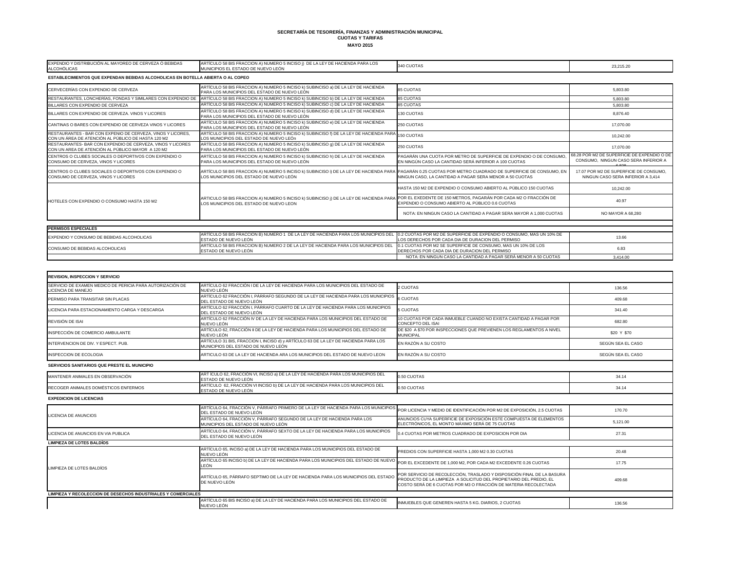**SECRETARÍA DE TESORERÍA, FINANZAS Y ADMINISTRACIÓN MUNICIPAL**
**CUOTAS Y TARIFAS**
**MAYO 2015**

| | | | |
|---|---|---|---|
| EXPENDIO Y DISTRIBUCIÓN AL MAYOREO DE CERVEZA Ó BEBIDAS ALCOHÓLICAS | ARTÍCULO 58 BIS FRACCION A) NUMERO 5 INCISO j) DE LA LEY DE HACIENDA PARA LOS MUNICIPIOS EL ESTADO DE NUEVO LEÓN | 340 CUOTAS | 23,215.20 |

**ESTABLECIMIENTOS QUE EXPENDAN BEBIDAS ALCOHOLICAS EN BOTELLA ABIERTA O AL COPEO**

| | | | |
|---|---|---|---|
| CERVECERÍAS CON EXPENDIO DE CERVEZA | ARTÍCULO 58 BIS FRACCION A) NUMERO 5 INCISO k) SUBINCISO a) DE LA LEY DE HACIENDA PARA LOS MUNICIPIOS DEL ESTADO DE NUEVO LEÓN | 85 CUOTAS | 5,803.80 |
| RESTAURANTES, LONCHERÍAS, FONDAS Y SIMILARES CON EXPENDIO DE | ARTÍCULO 58 BIS FRACCION A) NUMERO 5 INCISO k) SUBINCISO b) DE LA LEY DE HACIENDA | 85 CUOTAS | 5,803.80 |
| BILLARES CON EXPENDIO DE CERVEZA | ARTÍCULO 58 BIS FRACCION A) NUMERO 5 INCISO k) SUBINCISO c) DE LA LEY DE HACIENDA | 85 CUOTAS | 5,803.80 |
| BILLARES CON EXPENDIO DE CERVEZA. VINOS Y LICORES | ARTÍCULO 58 BIS FRACCION A) NUMERO 5 INCISO k) SUBINCISO d) DE LA LEY DE HACIENDA PARA LOS MUNICIPIOS DEL ESTADO DE NUEVO LEÓN | 130 CUOTAS | 8,876.40 |
| CANTINAS O BARES CON EXPENDIO DE CERVEZA VINOS Y LICORES | ARTÍCULO 58 BIS FRACCION A) NUMERO 5 INCISO k) SUBINCISO e) DE LA LEY DE HACIENDA PARA LOS MUNICIPIOS DEL ESTADO DE NUEVO LEÓN | 250 CUOTAS | 17,070.00 |
| RESTAURANTES - BAR CON EXPENIO DE CERVEZA, VINOS Y LICORES, CON UN ÁREA DE ATENCIÓN AL PÚBLICO DE HASTA 120 M2 | ARTÍCULO 58 BIS FRACCION A) NUMERO 5 INCISO k) SUBINCISO f) DE LA LEY DE HACIENDA PARA LOS MUNICIPIOS DEL ESTADO DE NUEVO LEÓn | 150 CUOTAS | 10,242.00 |
| RESTAURANTES- BAR CON EXPENDIO DE CERVEZA, VINOS Y LICORES CON UN AREA DE ATENCIÓN AL PÚBLICO MAYOR A 120 M2 | ARTÍCULO 58 BIS FRACCION A) NUMERO 5 INCISO k) SUBINCISO g) DE LA LEY DE HACIENDA PARA LOS MUNICIPIOS DEL ESTADO DE NUEVO LEÓN | 250 CUOTAS | 17,070.00 |
| CENTROS O CLUBES SOCIALES O DEPORTIVOS CON EXPENDIO O CONSUMO DE CERVEZA, VINOS Y LICORES | ARTÍCULO 58 BIS FRACCION A) NUMERO 5 INCISO k) SUBINCISO h) DE LA LEY DE HACIENDA PARA LOS MUNICIPIOS DEL ESTADO DE NUEVO LEÓN | PAGARÁN UNA CUOTA POR METRO DE SUPERFICIE DE EXPENDIO O DE CONSUMO, EN NINGÚN CASO LA CANTIDAD SERÁ INFERIOR A 100 CUOTAS | 68.28 POR M2 DE SUPERFICIE DE EXPENDIO O DE CONSUMO, NINGUN CASO SERA INFERIOR A 6,828 |
| CENTROS O CLUBES SOCIALES O DEPORTIVOS CON EXPENDIO O CONSUMO DE CERVEZA, VINOS Y LICORES | ARTÍCULO 58 BIS FRACCION A) NUMERO 5 INCISO k) SUBINCISO i) DE LA LEY DE HACIENDA PARA LOS MUNICIPIOS DEL ESTADO DE NUEVO LEÓN | PAGARÁN 0.25 CUOTAS POR METRO CUADRADO DE SUPERFICIE DE CONSUMO, EN NINGUN CASO, LA CANTIDAD A PAGAR SERA MENOR A 50 CUOTAS | 17.07 POR M2 DE SUPERFICIE DE CONSUMO, NINGUN CASO SERA INFERIOR A 3,414 |
| HOTELES CON EXPENDIO O CONSUMO HASTA 150 M2 | ARTICULO 58 BIS FRACCION A) NUMERO 5 INCISO k) SUBINCISO j) DE LA LEY DE HACIENDA PARA LOS MUNICIPIOS DEL ESTADO DE NUEVO LEON | HASTA 150 M2 DE EXPENDIO O CONSUMO ABIERTO AL PÚBLICO 150 CUOTAS | 10,242.00 |
| | | POR EL EXEDENTE DE 150 METROS, PAGARÁN POR CADA M2 O FRACCIÓN DE EXPENDIO O CONSUMO ABIERTO AL PÚBLICO 0.6 CUOTAS | 40.97 |
| | | NOTA: EN NINGUN CASO LA CANTIDAD A PAGAR SERA MAYOR A 1,000 CUOTAS | NO MAYOR A 68,280 |

| **PERMISOS ESPECIALES** | | | |
|---|---|---|---|
| EXPENDIO Y CONSUMO DE BEBIDAS ALCOHOLICAS | ARTÍCULO 58 BIS FRACCION B) NUMERO 1 DE LA LEY DE HACIENDA PARA LOS MUNICIPIOS DEL ESTADO DE NUEVO LEÓN | 0.2 CUOTAS POR M2 DE SUPERFICIE DE EXPENDIO O CONSUMO, MAS UN 10% DE LOS DERECHOS POR CADA DIA DE DURACION DEL PERMISO | 13.66 |
| CONSUMO DE BEBIDAS ALCOHOLICAS | ARTÍCULO 58 BIS FRACCION B) NUMERO 2 DE LA LEY DE HACIENDA PARA LOS MUNICIPIOS DEL ESTADO DE NUEVO LEÓN | 0.1 CUOTAS POR M2 SE SUPERFICIE DE CONSUMO, MAS UN 10% DE LOS DERECHOS POR CADA DIA DE DURACION DEL PERMISO | 6.83 |
| | | NOTA: EN NINGUN CASO LA CANTIDAD A PAGAR SERÁ MENOR A 50 CUOTAS | 3,414.00 |

| **REVISION, INSPECCION Y SERVICIO** | | | |
|---|---|---|---|
| SERVICIO DE EXAMEN MEDICO DE PERICIA PARA AUTORIZACIÓN DE LICENCIA DE MANEJO | ARTÍCULO 62 FRACCIÓN I DE LA LEY DE HACIENDA PARA LOS MUNICIPIOS DEL ESTADO DE NUEVO LEÓN | 2 CUOTAS | 136.56 |
| PERMISO PARA TRANSITAR SIN PLACAS | ARTÍCULO 62 FRACCIÓN I, PÁRRAFO SEGUNDO DE LA LEY DE HACIENDA PARA LOS MUNICIPIOS DEL ESTADO DE NUEVO LEÓN | 6 CUOTAS | 409.68 |
| LICENCIA PARA ESTACIONAMIENTO CARGA Y DESCARGA | ARTÍCULO 62 FRACCIÓN I, PÁRRAFO CUARTO DE LA LEY DE HACIENDA PARA LOS MUNICIPIOS DEL ESTADO DE NUEVO LEÓN | 5 CUOTAS | 341.40 |
| REVISIÓN DE ISAI | ARTÍCULO 62 FRACCIÓN IV DE LA LEY DE HACIENDA PARA LOS MUNICIPIOS DEL ESTADO DE NUEVO LEÓN | 10 CUOTAS POR CADA INMUEBLE CUANDO NO EXISTA CANTIDAD A PAGAR POR CONCEPTO DEL ISAI | 682.80 |
| INSPECCIÓN DE COMERCIO AMBULANTE | ARTÍCULO 62, FRACCIÓN II DE LA LEY DE HACIENDA PARA LOS MUNICIPIOS DEL ESTADO DE NUEVO LEÓN | DE $20 A $70 POR INSPECCIONES QUE PREVIENEN LOS REGLAMENTOS A NIVEL MUNICIPAL | $20 Y $70 |
| INTERVENCION DE DIV. Y ESPECT. PUB. | ARTÍCULO 31 BIS, FRACCION I, INCISO d) y ARTÍCULO 63 DE LA LEY DE HACIENDA PARA LOS MUNICIPIOS DEL ESTADO DE NUEVO LEÓN | EN RAZÓN A SU COSTO | SEGÚN SEA EL CASO |
| INSPECCION DE ECOLOGIA | ARTICULO 63 DE LA LEY DE HACIENDA ARA LOS MUNICIPIOS DEL ESTADO DE NUEVO LEON | EN RAZÓN A SU COSTO | SEGÚN SEA EL CASO |
| **SERVICIOS SANITARIOS QUE PRESTE EL MUNICIPIO** | | | |
| MANTENER ANIMALES EN OBSERVACIÓN | ART ÍCULO 62, FRACCIÓN VI, INCISO a) DE LA LEY DE HACIENDA PARA LOS MUNICIPIOS DEL ESTADO DE NUEVO LEÓN | 0.50 CUOTAS | 34.14 |
| RECOGER ANIMALES DOMÉSTICOS ENFERMOS | ARTÍCULO 62, FRACCIÓN VI INCISO b) DE LA LEY DE HACIENDA PARA LOS MUNICIPIOS DEL ESTADO DE NUEVO LEÓN | 0.50 CUOTAS | 34.14 |
| **EXPEDICION DE LICENCIAS** | | | |
| LICENCIA DE ANUNCIOS | ARTÍCULO 64, FRACCIÓN V, PÁRRAFO PRIMERO DE LA LEY DE HACIENDA PARA LOS MUNICIPIOS DEL ESTADO DE NUEVO LEÓN | POR LICENCIA Y MEDIO DE IDENTIFICACIÓN POR M2 DE EXPOSICIÓN, 2.5 CUOTAS | 170.70 |
| | ARTÍCULO 64, FRACCIÓN V, PÁRRAFO SEGUNDO DE LA LEY DE HACIENDA PARA LOS MUNICIPIOS DEL ESTADO DE NUEVO LEÓN | ANUNCIOS CUYA SUPERFICIE DE EXPOSICIÓN ESTE COMPUESTA DE ELEMENTOS ELECTRÓNICOS, EL MONTO MÁXIMO SERÁ DE 75 CUOTAS | 5,121.00 |
| LICENCIA DE ANUNCIOS EN VIA PUBLICA | ARTÍCULO 64, FRACCIÓN V, PÁRRAFO SEXTO DE LA LEY DE HACIENDA PARA LOS MUNICIPIOS DEL ESTADO DE NUEVO LEÓN | 0.4 CUOTAS POR METROS CUADRADO DE EXPOSICION POR DIA | 27.31 |
| **LIMPIEZA DE LOTES BALDÍOS** | | | |
| LIMPIEZA DE LOTES BALDÍOS | ARTÍCULO 65, INCISO a) DE LA LEY DE HACIENDA PARA LOS MUNICIPIOS DEL ESTADO DE NUEVO LEÓN | PREDIOS CON SUPERFICIE HASTA 1,000 M2 0.30 CUOTAS | 20.48 |
| | ARTÍCULO 65 INCISO b) DE LA LEY DE HACIENDA PARA LOS MUNICIPIOS DEL ESTADO DE NUEVO LEÓN | POR EL EXCEDENTE DE 1,000 M2, POR CADA M2 EXCEDENTE 0.26 CUOTAS | 17.75 |
| | ARTÍCULO 65, PÁRRAFO SEPTIMO DE LA LEY DE HACIENDA PARA LOS MUNICIPIOS DEL ESTADO DE NUEVO LEÓN | POR SERVICIO DE RECOLECCIÓN, TRASLADO Y DISPOSICIÓN FINAL DE LA BASURA PRODUCTO DE LA LIMPIEZA A SOLICITUD DEL PROPIETARIO DEL PREDIO, EL COSTO SERÁ DE 6 CUOTAS POR M3 O FRACCIÓN DE MATERIA RECOLECTADA | 409.68 |
| **LIMPIEZA Y RECOLECCION DE DESECHOS INDUSTRIALES Y COMERCIALES** | | | |
| | ARTÍCULO 65 BIS INCISO a) DE LA LEY DE HACIENDA PARA LOS MUNICIPIOS DEL ESTADO DE NUEVO LEÓN | INMUEBLES QUE GENEREN HASTA 5 KG. DIARIOS, 2 CUOTAS | 136.56 |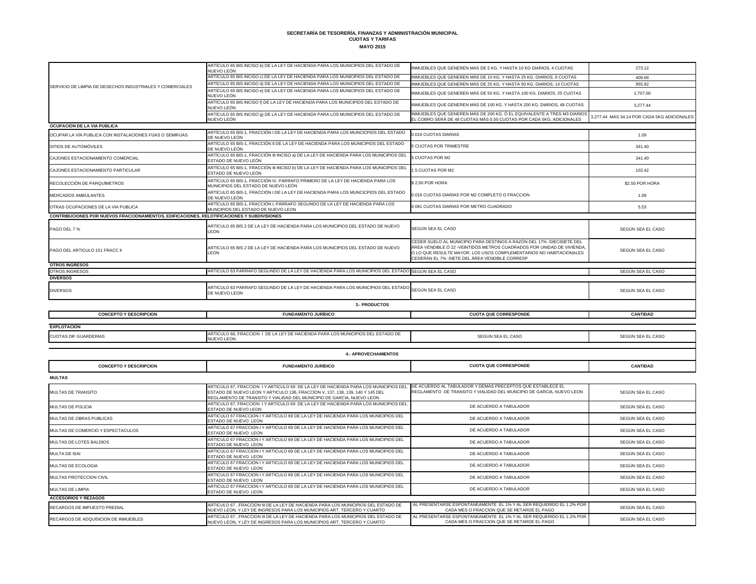**SECRETARÍA DE TESORERÍA, FINANZAS Y ADMINISTRACIÓN MUNICIPAL**
**CUOTAS Y TARIFAS**
**MAYO 2015**

| | | | |
|---|---|---|---|
| SERVICIO DE LIMPIA DE DESECHOS INDUSTRIALES Y COMERCIALES | ARTÍCULO 65 BIS INCISO b) DE LA LEY DE HACIENDA PARA LOS MUNICIPIOS DEL ESTADO DE NUEVO LEÓN | INMUEBLES QUE GENEREN MÁS DE 5 KG. Y HASTA 10 KG DIARIOS, 4 CUOTAS | 273.12 |
| | ARTÍCULO 65 BIS INCISO c) DE LA LEY DE HACIENDA PARA LOS MUNICIPIOS DEL ESTADO DE NUEVO LEÓN | INMUEBLES QUE GENEREN MÁS DE 10 KG. Y HASTA 25 KG. DIARIOS, 6 CUOTAS | 409.68 |
| | ARTÍCULO 65 BIS INCISO d) DE LA LEY DE HACIENDA PARA LOS MUNICIPIOS DEL ESTADO DE NUEVO LEÓN | INMUEBLES QUE GENEREN MÁS DE 25 KG. Y HASTA 50 KG. DIARIOS, 14 CUOTAS | 955.92 |
| | ARTÍCULO 65 BIS INCISO e) DE LA LEY DE HACIENDA PARA LOS MUNICIPIOS DEL ESTADO DE NUEVO LEÓN | INMUEBLES QUE GENEREN MÁS DE 50 KG. Y HASTA 100 KG. DIARIOS, 25 CUOTAS | 1,707.00 |
| | ARTÍCULO 65 BIS INCISO f) DE LA LEY DE HACIENDA PARA LOS MUNICIPIOS DEL ESTADO DE NUEVO LEÓN | INMUEBLES QUE GENEREN MÁS DE 100 KG. Y HASTA 200 KG. DIARIOS, 48 CUOTAS | 3,277.44 |
| | ARTÍCULO 65 BIS INCISO g) DE LA LEY DE HACIENDA PARA LOS MUNICIPIOS DEL ESTADO DE NUEVO LEÓN | INMUEBLES QUE GENEREN MÁS DE 200 KG. Ó EL EQUIVALENTE A TRES M3 DIARIOS EL COBRO SERÁ DE 48 CUOTAS MÁS 0.50 CUOTAS POR CADA 5KG. ADICIONALES | 3,277.44 MÁS 34.14 POR CADA 5KG ADICIONALES |
| **OCUPACION DE LA VIA PUBLICA** | | | |
| OCUPAR LA VÍA PUBLICA CON INSTALACIONES FIJAS O SEMIFIJAS | ARTÍCULO 65 BIS-1, FRACCIÓN I DE LA LEY DE HACIENDA PARA LOS MUNCICPIOS DEL ESTADO DE NUEVO LEÓN | 0.016 CUOTAS DIARIAS | 1.09 |
| SITIOS DE AUTOMÓVILES | ARTÍCULO 65 BIS-1, FRACCIÓN II DE LA LEY DE HACIENDA PARA LOS MUNICIPIOS DEL ESTADO DE NUEVO LEÓN | 5 CUOTAS POR TRIMESTRE | 341.40 |
| CAJONES ESTACIONAMIENTO COMERCIAL | ARTÍCULO 65 BIS-1, FRACCIÓN III INCISO a) DE LA LEY DE HACIENDA PARA LOS MUNICIPIOS DEL ESTADO DE NUEVO LEÓN | 5 CUOTAS POR M2 | 341.40 |
| CAJONES ESTACIONAMIENTO PARTICULAR | ARTÍCULO 65 BIS-1, FRACCIÓN III INCISO b) DE LA LEY DE HACIENDA PARA LOS MUNICIPIOS DEL ESTADO DE NUEVO LEÓN | 1.5 CUOTAS POR M2 | 102.42 |
| RECOLECCIÓN DE PARQUÍMETROS | ARTÍCULO 65 BIS-1, FRACCIÓN IV, PÁRRAFO PRIMERO DE LA LEY DE HACIENDA PARA LOS MUNICIPIOS DEL ESTADO DE NUEVO LEÓN | $ 2.50 POR HORA | $2.50 POR HORA |
| MERCADOS AMBULANTES | ARTÍCULO 65 BIS-1, FRACCIÓN I DE LA LEY DE HACIENDA PARA LOS MUNCICPIOS DEL ESTADO DE NUEVO LEÓN | 0.016 CUOTAS DIARIAS POR M2 COMPLETO O FRACCION | 1.09 |
| OTRAS OCUPACIONES DE LA VIA PUBLICA | ARTÍCULO 65 BIS-1, FRACCIÓN I, PÁRRAFO SEGUNDO DE LA LEY DE HACIENDA PARA LOS MUNICIPIOS DEL ESTADO DE NUEVO LEON | 0.081 CUOTAS DIARIAS POR METRO CUADRADO | 5.53 |
| **CONTRIBUCIONES POR NUEVOS FRACCIONAMIENTOS, EDIFICACIONES, RELOTIFICACIONES Y SUBDIVISIONES** | | | |
| PAGO DEL 7 % | ARTICULO 65 BIS 2 DE LA LEY DE HACIENDA PARA LOS MUNICIPIOS DEL ESTADO DE NUEVO LEON | SEGÚN SEA EL CASO | SEGÚN SEA EL CASO |
| PAGO DEL ARTICULO 151 FRACC II | ARTICULO 65 BIS 2 DE LA LEY DE HACIENDA PARA LOS MUNICIPIOS DEL ESTADO DE NUEVO LEON | CEDER SUELO AL MUNICIPIO PARA DESTINOS A RAZÓN DEL 17% -DIECISIETE DEL ÁREA VENDIBLE Ó 22 -VEINTIDÓS METROS CUADRADOS POR UNIDAD DE VIVIENDA, EI LO QUE RESULTE MAYOR. LOS USOS COMPLEMENTARIOS NO HABITACIONALES CEDERÁN EL 7% -SIETE DEL ÁREA VENDIBLE CORRESP | SEGÚN SEA EL CASO |
| **OTROS INGRESOS** | | | |
| OTROS INGRESOS | ARTICULO 63 PARRAFO SEGUNDO DE LA LEY DE HACIENDA PARA LOS MUNICIPIOS DEL ESTADO | SEGÚN SEA EL CASO | SEGÚN SEA EL CASO |
| **DIVERSOS** | | | |
| DIVERSOS | ARTICULO 63 PARRAFO SEGUNDO DE LA LEY DE HACIENDA PARA LOS MUNICIPIOS DEL ESTADO DE NUEVO LEON | SEGÚN SEA EL CASO | SEGÚN SEA EL CASO |

**3.- PRODUCTOS**

| CONCEPTO Y DESCRIPCION | FUNDAMENTO JURÍDICO | CUOTA QUE CORRESPONDE | CANTIDAD |
|---|---|---|---|
| **EXPLOTACION** | | | |
| CUOTAS DIF GUARDERIAS | ARTICULO 66, FRACCION I DE LA LEY DE HACIENDA PARA LOS MUNICIPIOS DEL ESTADO DE NUEVO LEON | SEGÚN SEA EL CASO | SEGÚN SEA EL CASO |

**4.- APROVECHAMIENTOS**

| CONCEPTO Y DESCRIPCION | FUNDAMENTO JURÍDICO | CUOTA QUE CORRESPONDE | CANTIDAD |
|---|---|---|---|
| **MULTAS** | | | |
| MULTAS DE TRANSITO | ARTICULO 67, FRACCION I Y ARTICULO 69 DE LA LEY DE HACIENDA PARA LOS MUNICIPIOS DEL ESTADO DE NUEVO LEON Y ARTICULO 136, FRACCION V, 137, 138, 139, 140 Y 145 DEL REGLAMENTO DE TRANSITO Y VIALIDAD DEL MUNICIPIO DE GARCIA, NUEVO LEON | DE ACUERDO AL TABULADOR Y DEMAS PRECEPTOS QUE ESTABLECE EL REGLAMENTO DE TRANSITO Y VIALIDAD DEL MUNICIPIO DE GARCIA, NUEVO LEON | SEGÚN SEA EL CASO |
| MULTAS DE POLICIA | ARTICULO 67, FRACCION I Y ARTICULO 69 DE LA LEY DE HACIENDA PARA LOS MUNICIPIOS DEL ESTADO DE NUEVO LEON | DE ACUERDO A TABULADOR | SEGÚN SEA EL CASO |
| MULTAS DE OBRAS PUBLICAS | ARTICULO 67 FRACCION I Y ARTICULO 69 DE LA LEY DE HACIENDA PARA LOS MUNICIPIOS DEL ESTADO DE NUEVO LEON | DE ACUERDO A TABULADOR | SEGÚN SEA EL CASO |
| MULTAS DE COMERCIO Y ESPECTACULOS | ARTICULO 67 FRACCION I Y ARTICULO 69 DE LA LEY DE HACIENDA PARA LOS MUNICIPIOS DEL ESTADO DE NUEVO LEON | DE ACUERDO A TABULADOR | SEGÚN SEA EL CASO |
| MULTAS DE LOTES BALDIOS | ARTICULO 67 FRACCION I Y ARTICULO 69 DE LA LEY DE HACIENDA PARA LOS MUNICIPIOS DEL ESTADO DE NUEVO LEON | DE ACUERDO A TABULADOR | SEGÚN SEA EL CASO |
| MULTA DE ISAI | ARTICULO 67 FRACCION I Y ARTICULO 69 DE LA LEY DE HACIENDA PARA LOS MUNICIPIOS DEL ESTADO DE NUEVO LEON | DE ACUERDO A TABULADOR | SEGÚN SEA EL CASO |
| MULTAS DE ECOLOGIA | ARTICULO 67 FRACCION I Y ARTICULO 69 DE LA LEY DE HACIENDA PARA LOS MUNICIPIOS DEL ESTADO DE NUEVO LEON | DE ACUERDO A TABULADOR | SEGÚN SEA EL CASO |
| MULTAS PROTECCION CIVIL | ARTICULO 67 FRACCION I Y ARTICULO 69 DE LA LEY DE HACIENDA PARA LOS MUNICIPIOS DEL ESTADO DE NUEVO LEON | DE ACUERDO A TABULADOR | SEGÚN SEA EL CASO |
| MULTAS DE LIMPIA | ARTICULO 67 FRACCION I Y ARTICULO 69 DE LA LEY DE HACIENDA PARA LOS MUNICIPIOS DEL ESTADO DE NUEVO LEON | DE ACUERDO A TABULADOR | SEGÚN SEA EL CASO |
| **ACCESORIOS Y REZAGOS** | | | |
| RECARGOS DE IMPUESTO PREDIAL | ARTICULO 67 , FRACCION III DE LA LEY DE HACIENDA PARA LOS MUNICIPIOS DEL ESTADO DE NUEVO LEON, Y LEY DE INGRESOS PARA LOS MUNICIPIOS ART. TERCERO Y CUARTO | AL PRESENTARSE ESPONTANEAMENTE EL 1% Y AL SER REQUERIDO EL 1.2% POR CADA MES O FRACCION QUE SE RETARDE EL PAGO | SEGÚN SEA EL CASO |
| RECARGOS DE ADQUISICION DE INMUEBLES | ARTICULO 67 , FRACCION III DE LA LEY DE HACIENDA PARA LOS MUNICIPIOS DEL ESTADO DE NUEVO LEON, Y LEY DE INGRESOS PARA LOS MUNICIPIOS ART. TERCERO Y CUARTO | AL PRESENTARSE ESPONTANEAMENTE EL 1% Y AL SER REQUERIDO EL 1.2% POR CADA MES O FRACCION QUE SE RETARDE EL PAGO | SEGÚN SEA EL CASO |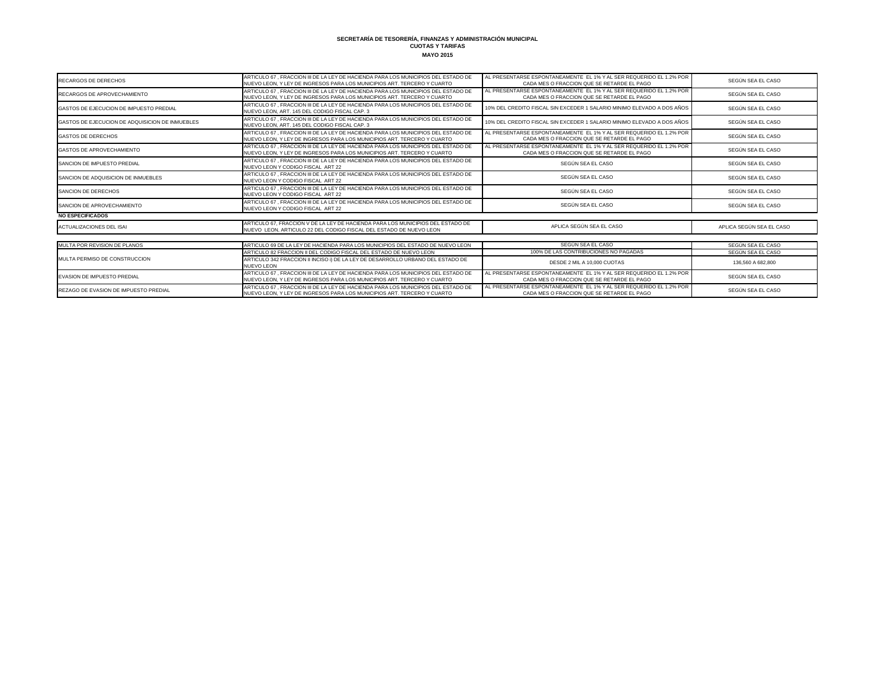**SECRETARÍA DE TESORERÍA, FINANZAS Y ADMINISTRACIÓN MUNICIPAL**
**CUOTAS Y TARIFAS**
**MAYO 2015**

| | | | |
|---|---|---|---|
| RECARGOS DE DERECHOS | ARTICULO 67 , FRACCION III DE LA LEY DE HACIENDA PARA LOS MUNICIPIOS DEL ESTADO DE NUEVO LEON, Y LEY DE INGRESOS PARA LOS MUNICIPIOS ART. TERCERO Y CUARTO | AL PRESENTARSE ESPONTANEAMENTE EL 1% Y AL SER REQUERIDO EL 1.2% POR CADA MES O FRACCION QUE SE RETARDE EL PAGO | SEGÚN SEA EL CASO |
| RECARGOS DE APROVECHAMIENTO | ARTICULO 67 , FRACCION III DE LA LEY DE HACIENDA PARA LOS MUNICIPIOS DEL ESTADO DE NUEVO LEON, Y LEY DE INGRESOS PARA LOS MUNICIPIOS ART. TERCERO Y CUARTO | AL PRESENTARSE ESPONTANEAMENTE EL 1% Y AL SER REQUERIDO EL 1.2% POR CADA MES O FRACCION QUE SE RETARDE EL PAGO | SEGÚN SEA EL CASO |
| GASTOS DE EJECUCION DE IMPUESTO PREDIAL | ARTICULO 67 , FRACCION III DE LA LEY DE HACIENDA PARA LOS MUNICIPIOS DEL ESTADO DE NUEVO LEON, ART. 145 DEL CODIGO FISCAL CAP. 3 | 10% DEL CREDITO FISCAL SIN EXCEDER 1 SALARIO MINIMO ELEVADO A DOS AÑOS | SEGÚN SEA EL CASO |
| GASTOS DE EJECUCION DE ADQUISICION DE INMUEBLES | ARTICULO 67 , FRACCION III DE LA LEY DE HACIENDA PARA LOS MUNICIPIOS DEL ESTADO DE NUEVO LEON, ART. 145 DEL CODIGO FISCAL CAP. 3 | 10% DEL CREDITO FISCAL SIN EXCEDER 1 SALARIO MINIMO ELEVADO A DOS AÑOS | SEGÚN SEA EL CASO |
| GASTOS DE DERECHOS | ARTICULO 67 , FRACCION III DE LA LEY DE HACIENDA PARA LOS MUNICIPIOS DEL ESTADO DE NUEVO LEON, Y LEY DE INGRESOS PARA LOS MUNICIPIOS ART. TERCERO Y CUARTO | AL PRESENTARSE ESPONTANEAMENTE EL 1% Y AL SER REQUERIDO EL 1.2% POR CADA MES O FRACCION QUE SE RETARDE EL PAGO | SEGÚN SEA EL CASO |
| GASTOS DE APROVECHAMIENTO | ARTICULO 67 , FRACCION III DE LA LEY DE HACIENDA PARA LOS MUNICIPIOS DEL ESTADO DE NUEVO LEON, Y LEY DE INGRESOS PARA LOS MUNICIPIOS ART. TERCERO Y CUARTO | AL PRESENTARSE ESPONTANEAMENTE EL 1% Y AL SER REQUERIDO EL 1.2% POR CADA MES O FRACCION QUE SE RETARDE EL PAGO | SEGÚN SEA EL CASO |
| SANCION DE IMPUESTO PREDIAL | ARTICULO 67 , FRACCION III DE LA LEY DE HACIENDA PARA LOS MUNICIPIOS DEL ESTADO DE NUEVO LEON Y CODIGO FISCAL ART 22 | SEGÚN SEA EL CASO | SEGÚN SEA EL CASO |
| SANCION DE ADQUISICION DE INMUEBLES | ARTICULO 67 , FRACCION III DE LA LEY DE HACIENDA PARA LOS MUNICIPIOS DEL ESTADO DE NUEVO LEON Y CODIGO FISCAL ART 22 | SEGÚN SEA EL CASO | SEGÚN SEA EL CASO |
| SANCION DE DERECHOS | ARTICULO 67 , FRACCION III DE LA LEY DE HACIENDA PARA LOS MUNICIPIOS DEL ESTADO DE NUEVO LEON Y CODIGO FISCAL ART 22 | SEGÚN SEA EL CASO | SEGÚN SEA EL CASO |
| SANCION DE APROVECHAMIENTO | ARTICULO 67 , FRACCION III DE LA LEY DE HACIENDA PARA LOS MUNICIPIOS DEL ESTADO DE NUEVO LEON Y CODIGO FISCAL ART 22 | SEGÚN SEA EL CASO | SEGÚN SEA EL CASO |
| **NO ESPECIFICADOS** | | | |
| ACTUALIZACIONES DEL ISAI | ARTICULO 67, FRACCION V DE LA LEY DE HACIENDA PARA LOS MUNICIPIOS DEL ESTADO DE NUEVO LEON, ARTICULO 22 DEL CODIGO FISCAL DEL ESTADO DE NUEVO LEON | APLICA SEGÚN SEA EL CASO | APLICA SEGÚN SEA EL CASO |

| | | | |
|---|---|---|---|
| MULTA POR REVISION DE PLANOS | ARTICULO 69 DE LA LEY DE HACIENDA PARA LOS MUNICIPIOS DEL ESTADO DE NUEVO LEON | SEGÚN SEA EL CASO | SEGÚN SEA EL CASO |
| MULTA PERMISO DE CONSTRUCCION | ARTICULO 82 FRACCION II DEL CODIGO FISCAL DEL ESTADO DE NUEVO LEON | 100% DE LAS CONTRIBUCIONES NO PAGADAS | SEGÚN SEA EL CASO |
| | ARTICULO 342 FRACCION II INCISO i) DE LA LEY DE DESARROLLO URBANO DEL ESTADO DE NUEVO LEON | DESDE 2 MIL A 10,000 CUOTAS | 136,560 A 682,800 |
| EVASION DE IMPUESTO PREDIAL | ARTICULO 67 , FRACCION III DE LA LEY DE HACIENDA PARA LOS MUNICIPIOS DEL ESTADO DE NUEVO LEON, Y LEY DE INGRESOS PARA LOS MUNICIPIOS ART. TERCERO Y CUARTO | AL PRESENTARSE ESPONTANEAMENTE EL 1% Y AL SER REQUERIDO EL 1.2% POR CADA MES O FRACCION QUE SE RETARDE EL PAGO | SEGÚN SEA EL CASO |
| REZAGO DE EVASION DE IMPUESTO PREDIAL | ARTICULO 67 , FRACCION III DE LA LEY DE HACIENDA PARA LOS MUNICIPIOS DEL ESTADO DE NUEVO LEON, Y LEY DE INGRESOS PARA LOS MUNICIPIOS ART. TERCERO Y CUARTO | AL PRESENTARSE ESPONTANEAMENTE EL 1% Y AL SER REQUERIDO EL 1.2% POR CADA MES O FRACCION QUE SE RETARDE EL PAGO | SEGÚN SEA EL CASO |